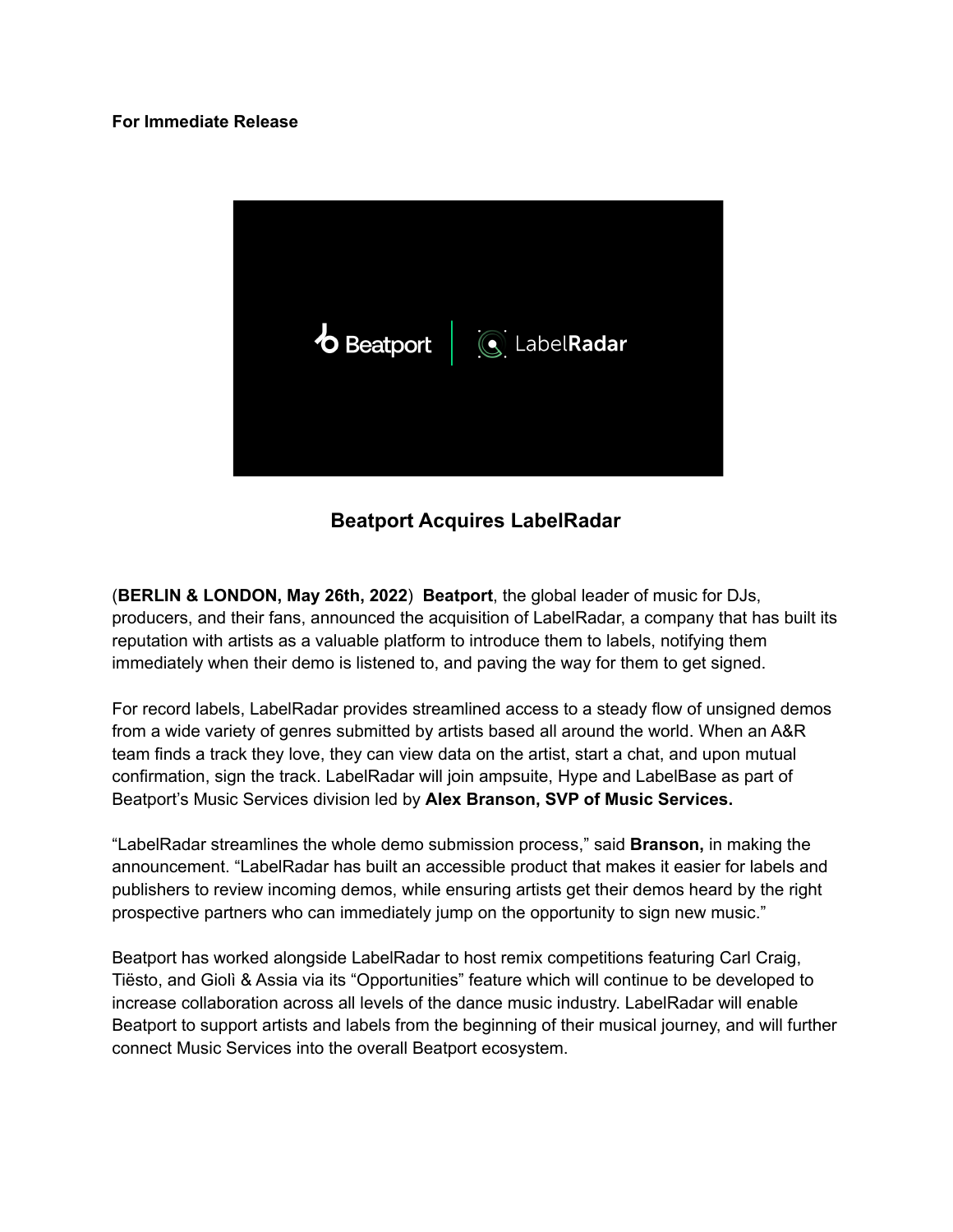**For Immediate Release**

## Beatport Acquires LabelRadar

(**BERLIN & LONDON, May 26th, 2022**) **Beatport**, the global leader of music for DJs, producers, and their fans, announced the acquisition of LabelRadar, a company that has built its reputation with artists as a valuable platform to introduce them to labels, notifying them immediately when their demo is listened to, and paving the way for them to get signed.

For record labels, LabelRadar provides streamlined access to a steady flow of unsigned demos from a wide variety of genres submitted by artists based all around the world. When an A&R team finds a track they love, they can view data on the artist, start a chat, and upon mutual confirmation, sign the track. LabelRadar will join ampsuite, Hype and LabelBase as part of Beatport's Music Services division led by **Alex Branson, SVP of Music Services.**

"LabelRadar streamlines the whole demo submission process," said **Branson,** in making the announcement. "LabelRadar has built an accessible product that makes it easier for labels and publishers to review incoming demos, while ensuring artists get their demos heard by the right prospective partners who can immediately jump on the opportunity to sign new music."

Beatport has worked alongside LabelRadar to host remix competitions featuring Carl Craig, Tiësto, and Giolì & Assia via its "Opportunities" feature which will continue to be developed to increase collaboration across all levels of the dance music industry. LabelRadar will enable Beatport to support artists and labels from the beginning of their musical journey, and will further connect Music Services into the overall Beatport ecosystem.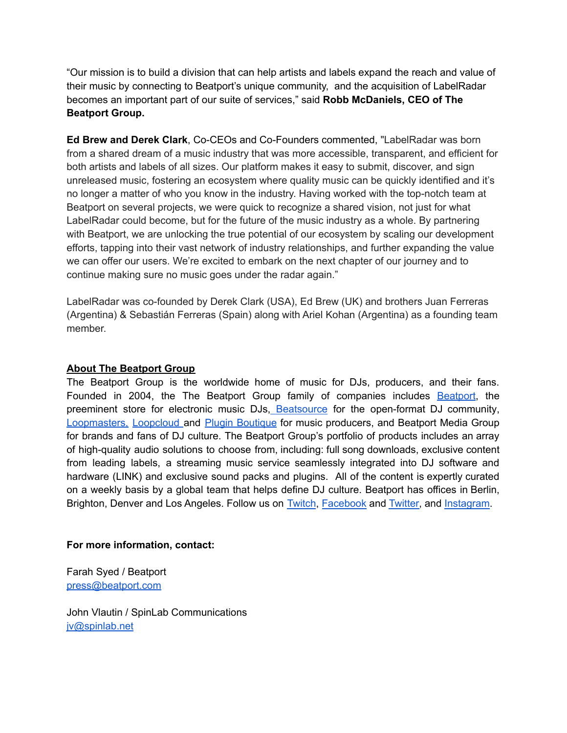"Our mission is to build a division that can help artists and labels expand the reach and value of their music by connecting to Beatport's unique community,  and the acquisition of LabelRadar becomes an important part of our suite of services," said **Robb McDaniels, CEO of The Beatport Group.**

**Ed Brew and Derek Clark**, Co-CEOs and Co-Founders commented, "LabelRadar was born from a shared dream of a music industry that was more accessible, transparent, and efficient for both artists and labels of all sizes. Our platform makes it easy to submit, discover, and sign unreleased music, fostering an ecosystem where quality music can be quickly identified and it's no longer a matter of who you know in the industry. Having worked with the top-notch team at Beatport on several projects, we were quick to recognize a shared vision, not just for what LabelRadar could become, but for the future of the music industry as a whole. By partnering with Beatport, we are unlocking the true potential of our ecosystem by scaling our development efforts, tapping into their vast network of industry relationships, and further expanding the value we can offer our users. We're excited to embark on the next chapter of our journey and to continue making sure no music goes under the radar again."

LabelRadar was co-founded by Derek Clark (USA), Ed Brew (UK) and brothers Juan Ferreras (Argentina) & Sebastián Ferreras (Spain) along with Ariel Kohan (Argentina) as a founding team member.

**About The Beatport Group**

The Beatport Group is the worldwide home of music for DJs, producers, and their fans. Founded in 2004, the The Beatport Group family of companies includes Beatport, the preeminent store for electronic music DJs, Beatsource for the open-format DJ community, Loopmasters, Loopcloud and Plugin Boutique for music producers, and Beatport Media Group for brands and fans of DJ culture. The Beatport Group's portfolio of products includes an array of high-quality audio solutions to choose from, including: full song downloads, exclusive content from leading labels, a streaming music service seamlessly integrated into DJ software and hardware (LINK) and exclusive sound packs and plugins.  All of the content is expertly curated on a weekly basis by a global team that helps define DJ culture. Beatport has offices in Berlin, Brighton, Denver and Los Angeles. Follow us on Twitch, Facebook and Twitter, and Instagram.

**For more information, contact:**

Farah Syed / Beatport
press@beatport.com

John Vlautin / SpinLab Communications
jv@spinlab.net